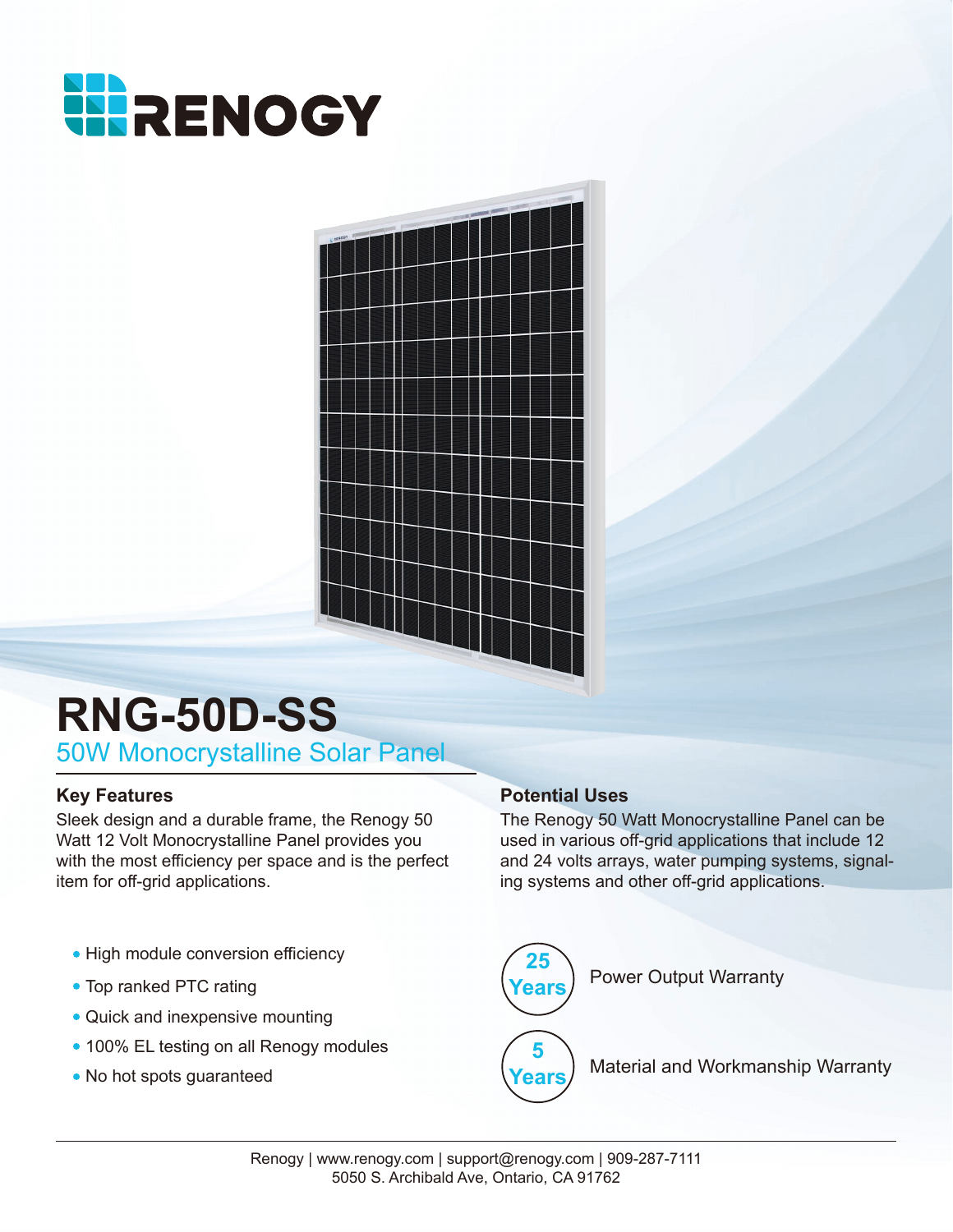# RENOGY

# RNG-50D-SS

## 50W Monocrystalline Solar Panel

### Key Features

Sleek design and a durable frame, the Renogy 50 Watt 12 Volt Monocrystalline Panel provides you with the most efficiency per space and is the perfect item for off-grid applications.

- High module conversion efficiency
- Top ranked PTC rating
- Quick and inexpensive mounting
- 100% EL testing on all Renogy modules
- No hot spots guaranteed

### Potential Uses

The Renogy 50 Watt Monocrystalline Panel can be used in various off-grid applications that include 12 and 24 volts arrays, water pumping systems, signaling systems and other off-grid applications.

**25 Years** Power Output Warranty

**5 Years** Material and Workmanship Warranty

Renogy | www.renogy.com | support@renogy.com | 909-287-7111
5050 S. Archibald Ave, Ontario, CA 91762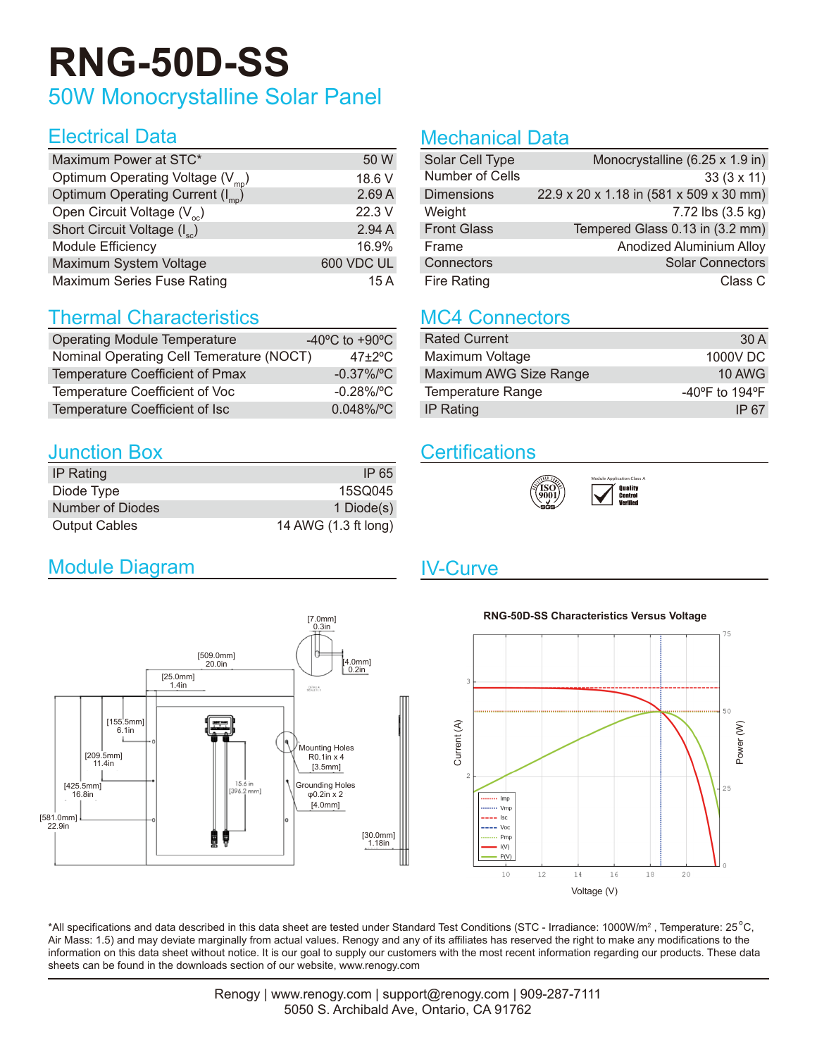# RNG-50D-SS

## 50W Monocrystalline Solar Panel

## Electrical Data

| | |
|---|---|
| Maximum Power at STC* | 50 W |
| Optimum Operating Voltage ($V_{mp}$) | 18.6 V |
| Optimum Operating Current ($I_{mp}$) | 2.69 A |
| Open Circuit Voltage ($V_{oc}$) | 22.3 V |
| Short Circuit Voltage ($I_{sc}$) | 2.94 A |
| Module Efficiency | 16.9% |
| Maximum System Voltage | 600 VDC UL |
| Maximum Series Fuse Rating | 15 A |

## Mechanical Data

| | |
|---|---|
| Solar Cell Type | Monocrystalline (6.25 x 1.9 in) |
| Number of Cells | 33 (3 x 11) |
| Dimensions | 22.9 x 20 x 1.18 in (581 x 509 x 30 mm) |
| Weight | 7.72 lbs (3.5 kg) |
| Front Glass | Tempered Glass 0.13 in (3.2 mm) |
| Frame | Anodized Aluminium Alloy |
| Connectors | Solar Connectors |
| Fire Rating | Class C |

## Thermal Characteristics

| | |
|---|---|
| Operating Module Temperature | -40ºC to +90ºC |
| Nominal Operating Cell Temerature (NOCT) | 47±2ºC |
| Temperature Coefficient of Pmax | -0.37%/ºC |
| Temperature Coefficient of Voc | -0.28%/ºC |
| Temperature Coefficient of Isc | 0.048%/ºC |

## MC4 Connectors

| | |
|---|---|
| Rated Current | 30 A |
| Maximum Voltage | 1000V DC |
| Maximum AWG Size Range | 10 AWG |
| Temperature Range | -40ºF to 194ºF |
| IP Rating | IP 67 |

## Junction Box

| | |
|---|---|
| IP Rating | IP 65 |
| Diode Type | 15SQ045 |
| Number of Diodes | 1 Diode(s) |
| Output Cables | 14 AWG (1.3 ft long) |

## Certifications

ISO 9001 SGS

Module Application:Class A
Quality Control Verified

## Module Diagram

[7.0mm] 0.3in
[4.0mm] 0.2in
[509.0mm] 20.0in
[25.0mm] 1.4in
[155.5mm] 6.1in
[209.5mm] 11.4in
[425.5mm] 16.8in
[581.0mm] 22.9in
15.6 in [396.2 mm]
Mounting Holes R0.1in x 4 [3.5mm]
Grounding Holes φ0.2in x 2 [4.0mm]
[30.0mm] 1.18in

## IV-Curve

RNG-50D-SS Characteristics Versus Voltage

Current (A)
Power (W)
Voltage (V)
3
2
75
50
25
0
10
12
14
16
18
20
Imp
Vmp
Isc
Voc
Pmp
I(V)
P(V)

*All specifications and data described in this data sheet are tested under Standard Test Conditions (STC - Irradiance: 1000W/m$^2$ , Temperature: 25$^\circ$C, Air Mass: 1.5) and may deviate marginally from actual values. Renogy and any of its affiliates has reserved the right to make any modifications to the information on this data sheet without notice. It is our goal to supply our customers with the most recent information regarding our products. These data sheets can be found in the downloads section of our website, www.renogy.com

Renogy | www.renogy.com | support@renogy.com | 909-287-7111
5050 S. Archibald Ave, Ontario, CA 91762